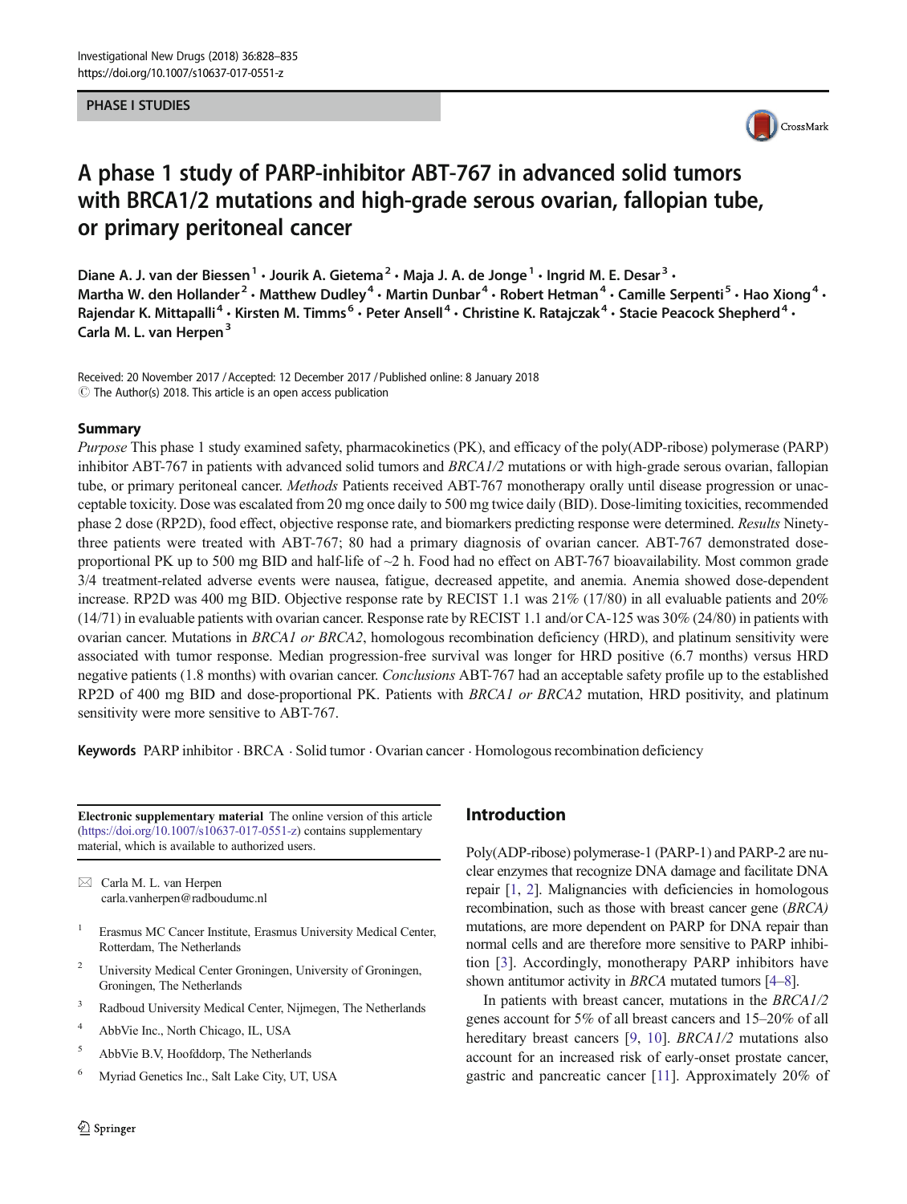PHASE I STUDIES

# A phase 1 study of PARP-inhibitor ABT-767 in advanced solid tumors with BRCA1/2 mutations and high-grade serous ovarian, fallopian tube, or primary peritoneal cancer

Diane A. J. van der Biessen[1] · Jourik A. Gietema[2] · Maja J. A. de Jonge[1] · Ingrid M. E. Desar[3] · Martha W. den Hollander[2] · Matthew Dudley[4] · Martin Dunbar[4] · Robert Hetman[4] · Camille Serpenti[5] · Hao Xiong[4] · Rajendar K. Mittapalli[4] · Kirsten M. Timms[6] · Peter Ansell[4] · Christine K. Ratajczak[4] · Stacie Peacock Shepherd[4] · Carla M. L. van Herpen[3]

Received: 20 November 2017 / Accepted: 12 December 2017 / Published online: 8 January 2018
© The Author(s) 2018. This article is an open access publication

## Summary

*Purpose* This phase 1 study examined safety, pharmacokinetics (PK), and efficacy of the poly(ADP-ribose) polymerase (PARP) inhibitor ABT-767 in patients with advanced solid tumors and *BRCA1/2* mutations or with high-grade serous ovarian, fallopian tube, or primary peritoneal cancer. *Methods* Patients received ABT-767 monotherapy orally until disease progression or unacceptable toxicity. Dose was escalated from 20 mg once daily to 500 mg twice daily (BID). Dose-limiting toxicities, recommended phase 2 dose (RP2D), food effect, objective response rate, and biomarkers predicting response were determined. *Results* Ninety-three patients were treated with ABT-767; 80 had a primary diagnosis of ovarian cancer. ABT-767 demonstrated dose-proportional PK up to 500 mg BID and half-life of ~2 h. Food had no effect on ABT-767 bioavailability. Most common grade 3/4 treatment-related adverse events were nausea, fatigue, decreased appetite, and anemia. Anemia showed dose-dependent increase. RP2D was 400 mg BID. Objective response rate by RECIST 1.1 was 21% (17/80) in all evaluable patients and 20% (14/71) in evaluable patients with ovarian cancer. Response rate by RECIST 1.1 and/or CA-125 was 30% (24/80) in patients with ovarian cancer. Mutations in *BRCA1 or BRCA2*, homologous recombination deficiency (HRD), and platinum sensitivity were associated with tumor response. Median progression-free survival was longer for HRD positive (6.7 months) versus HRD negative patients (1.8 months) with ovarian cancer. *Conclusions* ABT-767 had an acceptable safety profile up to the established RP2D of 400 mg BID and dose-proportional PK. Patients with *BRCA1 or BRCA2* mutation, HRD positivity, and platinum sensitivity were more sensitive to ABT-767.

**Keywords** PARP inhibitor · BRCA · Solid tumor · Ovarian cancer · Homologous recombination deficiency

**Electronic supplementary material** The online version of this article (https://doi.org/10.1007/s10637-017-0551-z) contains supplementary material, which is available to authorized users.

✉ Carla M. L. van Herpen
carla.vanherpen@radboudumc.nl

1 Erasmus MC Cancer Institute, Erasmus University Medical Center, Rotterdam, The Netherlands

2 University Medical Center Groningen, University of Groningen, Groningen, The Netherlands

3 Radboud University Medical Center, Nijmegen, The Netherlands

4 AbbVie Inc., North Chicago, IL, USA

5 AbbVie B.V, Hoofddorp, The Netherlands

6 Myriad Genetics Inc., Salt Lake City, UT, USA

## Introduction

Poly(ADP-ribose) polymerase-1 (PARP-1) and PARP-2 are nuclear enzymes that recognize DNA damage and facilitate DNA repair [1, 2]. Malignancies with deficiencies in homologous recombination, such as those with breast cancer gene (*BRCA*) mutations, are more dependent on PARP for DNA repair than normal cells and are therefore more sensitive to PARP inhibition [3]. Accordingly, monotherapy PARP inhibitors have shown antitumor activity in *BRCA* mutated tumors [4–8].

In patients with breast cancer, mutations in the *BRCA1/2* genes account for 5% of all breast cancers and 15–20% of all hereditary breast cancers [9, 10]. *BRCA1/2* mutations also account for an increased risk of early-onset prostate cancer, gastric and pancreatic cancer [11]. Approximately 20% of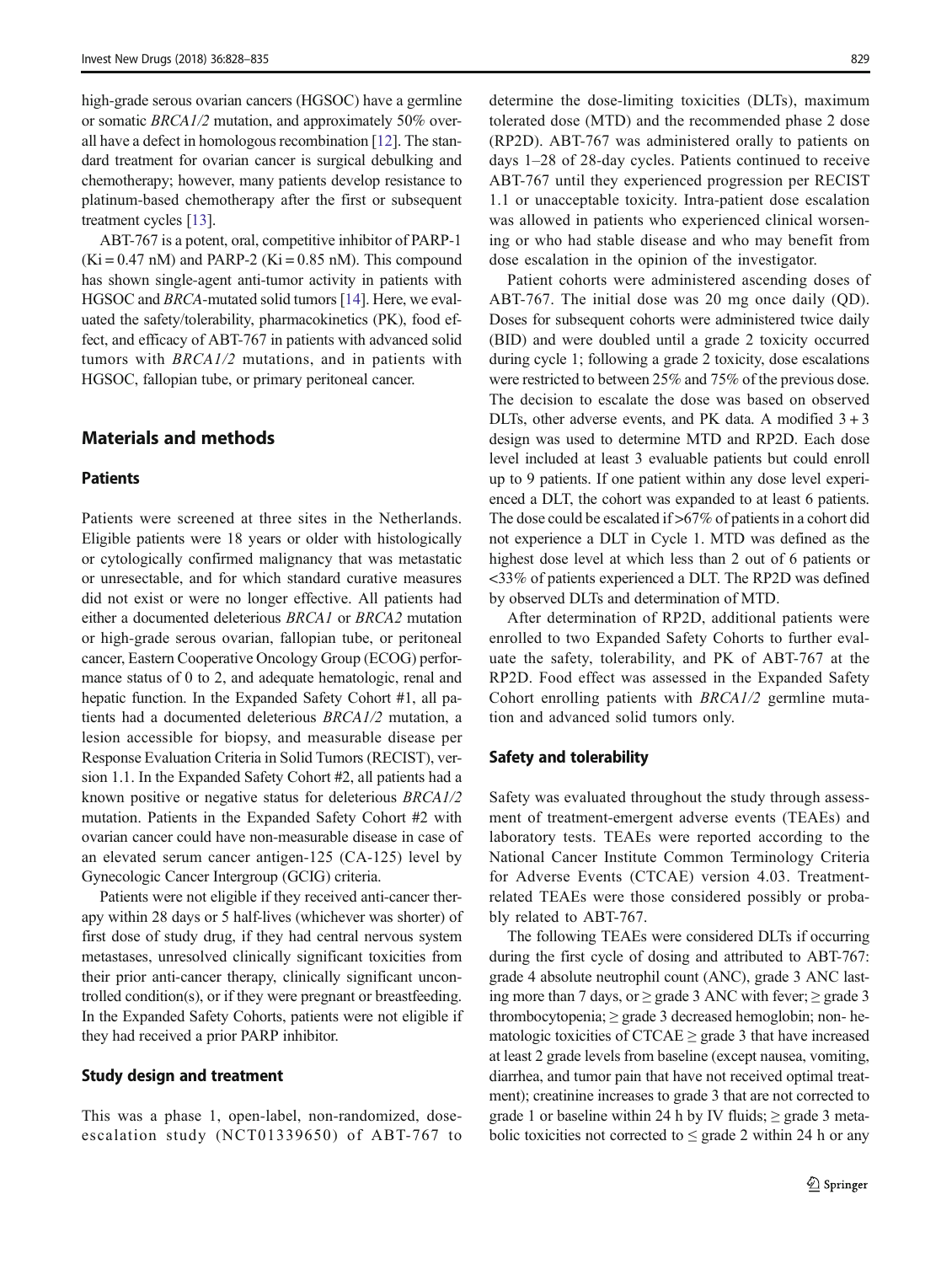high-grade serous ovarian cancers (HGSOC) have a germline or somatic *BRCA1/2* mutation, and approximately 50% overall have a defect in homologous recombination [12]. The standard treatment for ovarian cancer is surgical debulking and chemotherapy; however, many patients develop resistance to platinum-based chemotherapy after the first or subsequent treatment cycles [13].

ABT-767 is a potent, oral, competitive inhibitor of PARP-1 (Ki = 0.47 nM) and PARP-2 (Ki = 0.85 nM). This compound has shown single-agent anti-tumor activity in patients with HGSOC and *BRCA*-mutated solid tumors [14]. Here, we evaluated the safety/tolerability, pharmacokinetics (PK), food effect, and efficacy of ABT-767 in patients with advanced solid tumors with *BRCA1/2* mutations, and in patients with HGSOC, fallopian tube, or primary peritoneal cancer.

## Materials and methods

### Patients

Patients were screened at three sites in the Netherlands. Eligible patients were 18 years or older with histologically or cytologically confirmed malignancy that was metastatic or unresectable, and for which standard curative measures did not exist or were no longer effective. All patients had either a documented deleterious *BRCA1* or *BRCA2* mutation or high-grade serous ovarian, fallopian tube, or peritoneal cancer, Eastern Cooperative Oncology Group (ECOG) performance status of 0 to 2, and adequate hematologic, renal and hepatic function. In the Expanded Safety Cohort #1, all patients had a documented deleterious *BRCA1/2* mutation, a lesion accessible for biopsy, and measurable disease per Response Evaluation Criteria in Solid Tumors (RECIST), version 1.1. In the Expanded Safety Cohort #2, all patients had a known positive or negative status for deleterious *BRCA1/2* mutation. Patients in the Expanded Safety Cohort #2 with ovarian cancer could have non-measurable disease in case of an elevated serum cancer antigen-125 (CA-125) level by Gynecologic Cancer Intergroup (GCIG) criteria.

Patients were not eligible if they received anti-cancer therapy within 28 days or 5 half-lives (whichever was shorter) of first dose of study drug, if they had central nervous system metastases, unresolved clinically significant toxicities from their prior anti-cancer therapy, clinically significant uncontrolled condition(s), or if they were pregnant or breastfeeding. In the Expanded Safety Cohorts, patients were not eligible if they had received a prior PARP inhibitor.

### Study design and treatment

This was a phase 1, open-label, non-randomized, dose-escalation study (NCT01339650) of ABT-767 to determine the dose-limiting toxicities (DLTs), maximum tolerated dose (MTD) and the recommended phase 2 dose (RP2D). ABT-767 was administered orally to patients on days 1–28 of 28-day cycles. Patients continued to receive ABT-767 until they experienced progression per RECIST 1.1 or unacceptable toxicity. Intra-patient dose escalation was allowed in patients who experienced clinical worsening or who had stable disease and who may benefit from dose escalation in the opinion of the investigator.

Patient cohorts were administered ascending doses of ABT-767. The initial dose was 20 mg once daily (QD). Doses for subsequent cohorts were administered twice daily (BID) and were doubled until a grade 2 toxicity occurred during cycle 1; following a grade 2 toxicity, dose escalations were restricted to between 25% and 75% of the previous dose. The decision to escalate the dose was based on observed DLTs, other adverse events, and PK data. A modified 3 + 3 design was used to determine MTD and RP2D. Each dose level included at least 3 evaluable patients but could enroll up to 9 patients. If one patient within any dose level experienced a DLT, the cohort was expanded to at least 6 patients. The dose could be escalated if >67% of patients in a cohort did not experience a DLT in Cycle 1. MTD was defined as the highest dose level at which less than 2 out of 6 patients or <33% of patients experienced a DLT. The RP2D was defined by observed DLTs and determination of MTD.

After determination of RP2D, additional patients were enrolled to two Expanded Safety Cohorts to further evaluate the safety, tolerability, and PK of ABT-767 at the RP2D. Food effect was assessed in the Expanded Safety Cohort enrolling patients with *BRCA1/2* germline mutation and advanced solid tumors only.

### Safety and tolerability

Safety was evaluated throughout the study through assessment of treatment-emergent adverse events (TEAEs) and laboratory tests. TEAEs were reported according to the National Cancer Institute Common Terminology Criteria for Adverse Events (CTCAE) version 4.03. Treatment-related TEAEs were those considered possibly or probably related to ABT-767.

The following TEAEs were considered DLTs if occurring during the first cycle of dosing and attributed to ABT-767: grade 4 absolute neutrophil count (ANC), grade 3 ANC lasting more than 7 days, or ≥ grade 3 ANC with fever; ≥ grade 3 thrombocytopenia; ≥ grade 3 decreased hemoglobin; non-hematologic toxicities of CTCAE ≥ grade 3 that have increased at least 2 grade levels from baseline (except nausea, vomiting, diarrhea, and tumor pain that have not received optimal treatment); creatinine increases to grade 3 that are not corrected to grade 1 or baseline within 24 h by IV fluids; ≥ grade 3 metabolic toxicities not corrected to ≤ grade 2 within 24 h or any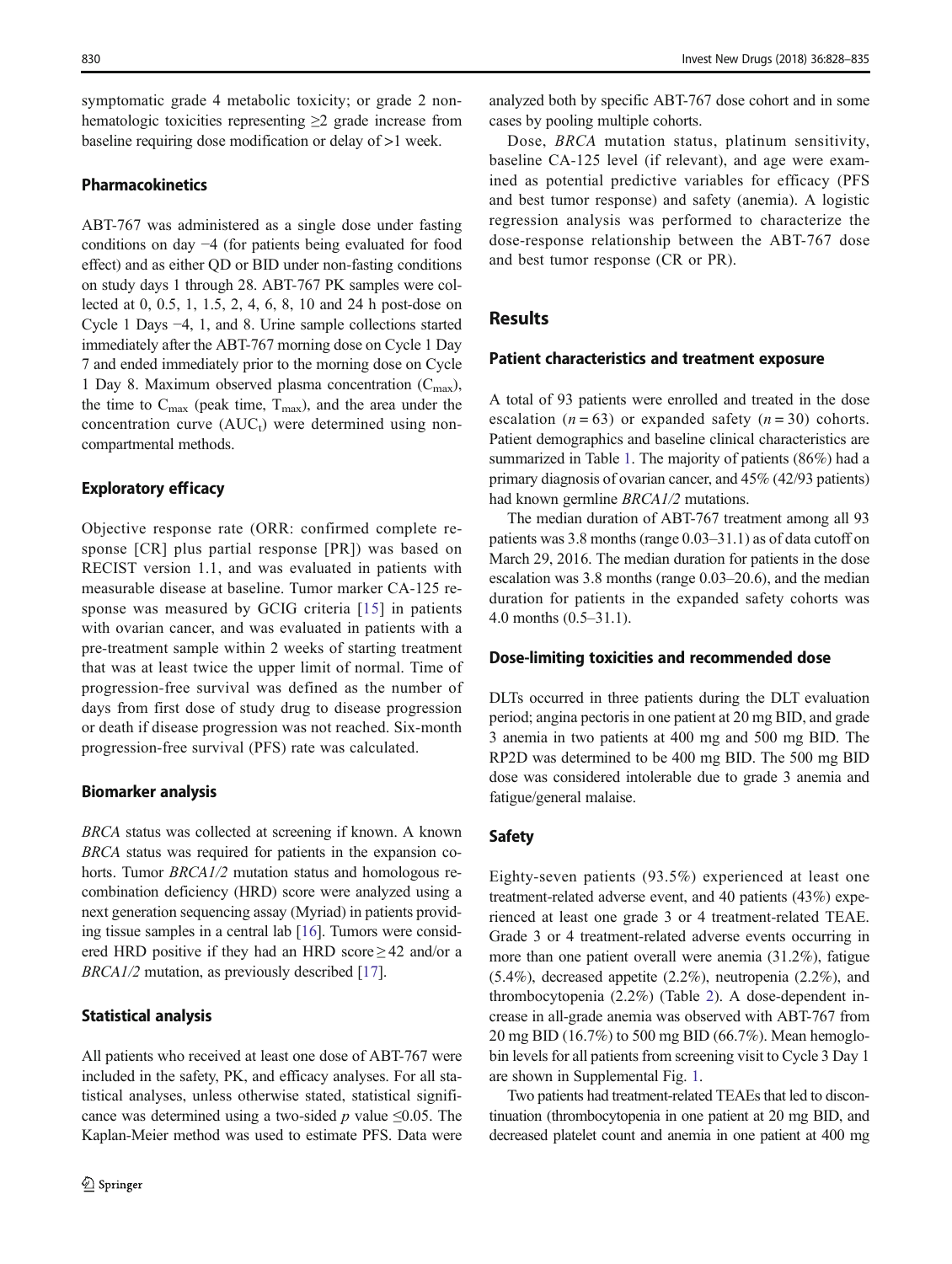symptomatic grade 4 metabolic toxicity; or grade 2 nonhematologic toxicities representing ≥2 grade increase from baseline requiring dose modification or delay of >1 week.

### Pharmacokinetics

ABT-767 was administered as a single dose under fasting conditions on day −4 (for patients being evaluated for food effect) and as either QD or BID under non-fasting conditions on study days 1 through 28. ABT-767 PK samples were collected at 0, 0.5, 1, 1.5, 2, 4, 6, 8, 10 and 24 h post-dose on Cycle 1 Days −4, 1, and 8. Urine sample collections started immediately after the ABT-767 morning dose on Cycle 1 Day 7 and ended immediately prior to the morning dose on Cycle 1 Day 8. Maximum observed plasma concentration ($C_{max}$), the time to $C_{max}$ (peak time, $T_{max}$), and the area under the concentration curve ($AUC_t$) were determined using non-compartmental methods.

### Exploratory efficacy

Objective response rate (ORR: confirmed complete response [CR] plus partial response [PR]) was based on RECIST version 1.1, and was evaluated in patients with measurable disease at baseline. Tumor marker CA-125 response was measured by GCIG criteria [15] in patients with ovarian cancer, and was evaluated in patients with a pre-treatment sample within 2 weeks of starting treatment that was at least twice the upper limit of normal. Time of progression-free survival was defined as the number of days from first dose of study drug to disease progression or death if disease progression was not reached. Six-month progression-free survival (PFS) rate was calculated.

### Biomarker analysis

*BRCA* status was collected at screening if known. A known *BRCA* status was required for patients in the expansion cohorts. Tumor *BRCA1/2* mutation status and homologous recombination deficiency (HRD) score were analyzed using a next generation sequencing assay (Myriad) in patients providing tissue samples in a central lab [16]. Tumors were considered HRD positive if they had an HRD score ≥ 42 and/or a *BRCA1/2* mutation, as previously described [17].

### Statistical analysis

All patients who received at least one dose of ABT-767 were included in the safety, PK, and efficacy analyses. For all statistical analyses, unless otherwise stated, statistical significance was determined using a two-sided $p$ value ≤0.05. The Kaplan-Meier method was used to estimate PFS. Data were analyzed both by specific ABT-767 dose cohort and in some cases by pooling multiple cohorts.

Dose, *BRCA* mutation status, platinum sensitivity, baseline CA-125 level (if relevant), and age were examined as potential predictive variables for efficacy (PFS and best tumor response) and safety (anemia). A logistic regression analysis was performed to characterize the dose-response relationship between the ABT-767 dose and best tumor response (CR or PR).

## Results

### Patient characteristics and treatment exposure

A total of 93 patients were enrolled and treated in the dose escalation ($n = 63$) or expanded safety ($n = 30$) cohorts. Patient demographics and baseline clinical characteristics are summarized in Table 1. The majority of patients (86%) had a primary diagnosis of ovarian cancer, and 45% (42/93 patients) had known germline *BRCA1/2* mutations.

The median duration of ABT-767 treatment among all 93 patients was 3.8 months (range 0.03–31.1) as of data cutoff on March 29, 2016. The median duration for patients in the dose escalation was 3.8 months (range 0.03–20.6), and the median duration for patients in the expanded safety cohorts was 4.0 months (0.5–31.1).

### Dose-limiting toxicities and recommended dose

DLTs occurred in three patients during the DLT evaluation period; angina pectoris in one patient at 20 mg BID, and grade 3 anemia in two patients at 400 mg and 500 mg BID. The RP2D was determined to be 400 mg BID. The 500 mg BID dose was considered intolerable due to grade 3 anemia and fatigue/general malaise.

### Safety

Eighty-seven patients (93.5%) experienced at least one treatment-related adverse event, and 40 patients (43%) experienced at least one grade 3 or 4 treatment-related TEAE. Grade 3 or 4 treatment-related adverse events occurring in more than one patient overall were anemia (31.2%), fatigue (5.4%), decreased appetite (2.2%), neutropenia (2.2%), and thrombocytopenia (2.2%) (Table 2). A dose-dependent increase in all-grade anemia was observed with ABT-767 from 20 mg BID (16.7%) to 500 mg BID (66.7%). Mean hemoglobin levels for all patients from screening visit to Cycle 3 Day 1 are shown in Supplemental Fig. 1.

Two patients had treatment-related TEAEs that led to discontinuation (thrombocytopenia in one patient at 20 mg BID, and decreased platelet count and anemia in one patient at 400 mg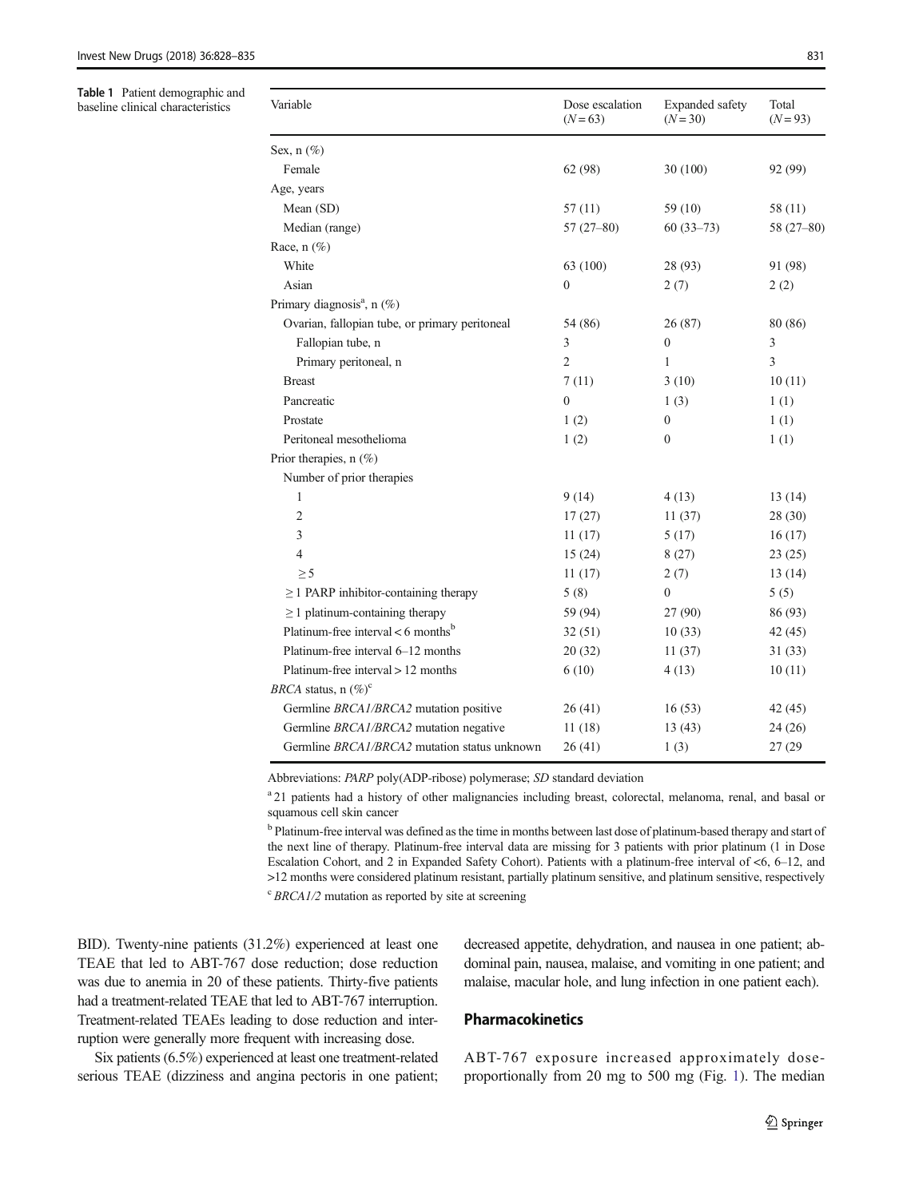**Table 1** Patient demographic and baseline clinical characteristics

| Variable | Dose escalation (*N* = 63) | Expanded safety (*N* = 30) | Total (*N* = 93) |
|---|---|---|---|
| Sex, n (%) | | | |
| Female | 62 (98) | 30 (100) | 92 (99) |
| Age, years | | | |
| Mean (SD) | 57 (11) | 59 (10) | 58 (11) |
| Median (range) | 57 (27–80) | 60 (33–73) | 58 (27–80) |
| Race, n (%) | | | |
| White | 63 (100) | 28 (93) | 91 (98) |
| Asian | 0 | 2 (7) | 2 (2) |
| Primary diagnosis[a], n (%) | | | |
| Ovarian, fallopian tube, or primary peritoneal | 54 (86) | 26 (87) | 80 (86) |
| Fallopian tube, n | 3 | 0 | 3 |
| Primary peritoneal, n | 2 | 1 | 3 |
| Breast | 7 (11) | 3 (10) | 10 (11) |
| Pancreatic | 0 | 1 (3) | 1 (1) |
| Prostate | 1 (2) | 0 | 1 (1) |
| Peritoneal mesothelioma | 1 (2) | 0 | 1 (1) |
| Prior therapies, n (%) | | | |
| Number of prior therapies | | | |
| 1 | 9 (14) | 4 (13) | 13 (14) |
| 2 | 17 (27) | 11 (37) | 28 (30) |
| 3 | 11 (17) | 5 (17) | 16 (17) |
| 4 | 15 (24) | 8 (27) | 23 (25) |
| ≥ 5 | 11 (17) | 2 (7) | 13 (14) |
| ≥ 1 PARP inhibitor-containing therapy | 5 (8) | 0 | 5 (5) |
| ≥ 1 platinum-containing therapy | 59 (94) | 27 (90) | 86 (93) |
| Platinum-free interval < 6 months[b] | 32 (51) | 10 (33) | 42 (45) |
| Platinum-free interval 6–12 months | 20 (32) | 11 (37) | 31 (33) |
| Platinum-free interval > 12 months | 6 (10) | 4 (13) | 10 (11) |
| *BRCA* status, n (%)[c] | | | |
| Germline *BRCA1/BRCA2* mutation positive | 26 (41) | 16 (53) | 42 (45) |
| Germline *BRCA1/BRCA2* mutation negative | 11 (18) | 13 (43) | 24 (26) |
| Germline *BRCA1/BRCA2* mutation status unknown | 26 (41) | 1 (3) | 27 (29 |

Abbreviations: *PARP* poly(ADP-ribose) polymerase; *SD* standard deviation

[a] 21 patients had a history of other malignancies including breast, colorectal, melanoma, renal, and basal or squamous cell skin cancer

[b] Platinum-free interval was defined as the time in months between last dose of platinum-based therapy and start of the next line of therapy. Platinum-free interval data are missing for 3 patients with prior platinum (1 in Dose Escalation Cohort, and 2 in Expanded Safety Cohort). Patients with a platinum-free interval of <6, 6–12, and >12 months were considered platinum resistant, partially platinum sensitive, and platinum sensitive, respectively

[c] *BRCA1/2* mutation as reported by site at screening

BID). Twenty-nine patients (31.2%) experienced at least one TEAE that led to ABT-767 dose reduction; dose reduction was due to anemia in 20 of these patients. Thirty-five patients had a treatment-related TEAE that led to ABT-767 interruption. Treatment-related TEAEs leading to dose reduction and interruption were generally more frequent with increasing dose.

Six patients (6.5%) experienced at least one treatment-related serious TEAE (dizziness and angina pectoris in one patient; decreased appetite, dehydration, and nausea in one patient; abdominal pain, nausea, malaise, and vomiting in one patient; and malaise, macular hole, and lung infection in one patient each).

## Pharmacokinetics

ABT-767 exposure increased approximately dose-proportionally from 20 mg to 500 mg (Fig. 1). The median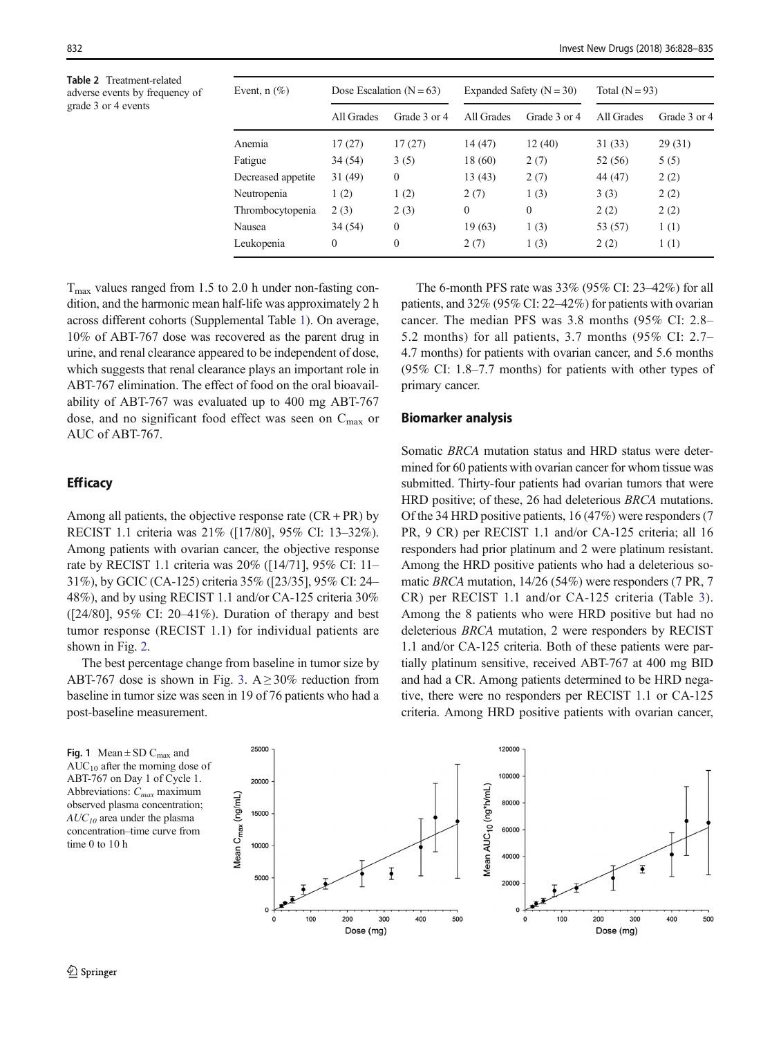**Table 2** Treatment-related adverse events by frequency of grade 3 or 4 events

| Event, n (%) | Dose Escalation (N = 63) | | Expanded Safety (N = 30) | | Total (N = 93) | |
|---|---|---|---|---|---|---|
| | All Grades | Grade 3 or 4 | All Grades | Grade 3 or 4 | All Grades | Grade 3 or 4 |
| Anemia | 17 (27) | 17 (27) | 14 (47) | 12 (40) | 31 (33) | 29 (31) |
| Fatigue | 34 (54) | 3 (5) | 18 (60) | 2 (7) | 52 (56) | 5 (5) |
| Decreased appetite | 31 (49) | 0 | 13 (43) | 2 (7) | 44 (47) | 2 (2) |
| Neutropenia | 1 (2) | 1 (2) | 2 (7) | 1 (3) | 3 (3) | 2 (2) |
| Thrombocytopenia | 2 (3) | 2 (3) | 0 | 0 | 2 (2) | 2 (2) |
| Nausea | 34 (54) | 0 | 19 (63) | 1 (3) | 53 (57) | 1 (1) |
| Leukopenia | 0 | 0 | 2 (7) | 1 (3) | 2 (2) | 1 (1) |

$T_{max}$ values ranged from 1.5 to 2.0 h under non-fasting condition, and the harmonic mean half-life was approximately 2 h across different cohorts (Supplemental Table 1). On average, 10% of ABT-767 dose was recovered as the parent drug in urine, and renal clearance appeared to be independent of dose, which suggests that renal clearance plays an important role in ABT-767 elimination. The effect of food on the oral bioavailability of ABT-767 was evaluated up to 400 mg ABT-767 dose, and no significant food effect was seen on $C_{max}$ or AUC of ABT-767.

## Efficacy

Among all patients, the objective response rate (CR + PR) by RECIST 1.1 criteria was 21% ([17/80], 95% CI: 13–32%). Among patients with ovarian cancer, the objective response rate by RECIST 1.1 criteria was 20% ([14/71], 95% CI: 11–31%), by GCIC (CA-125) criteria 35% ([23/35], 95% CI: 24–48%), and by using RECIST 1.1 and/or CA-125 criteria 30% ([24/80], 95% CI: 20–41%). Duration of therapy and best tumor response (RECIST 1.1) for individual patients are shown in Fig. 2.

The best percentage change from baseline in tumor size by ABT-767 dose is shown in Fig. 3. A ≥ 30% reduction from baseline in tumor size was seen in 19 of 76 patients who had a post-baseline measurement.

The 6-month PFS rate was 33% (95% CI: 23–42%) for all patients, and 32% (95% CI: 22–42%) for patients with ovarian cancer. The median PFS was 3.8 months (95% CI: 2.8–5.2 months) for all patients, 3.7 months (95% CI: 2.7–4.7 months) for patients with ovarian cancer, and 5.6 months (95% CI: 1.8–7.7 months) for patients with other types of primary cancer.

## Biomarker analysis

Somatic *BRCA* mutation status and HRD status were determined for 60 patients with ovarian cancer for whom tissue was submitted. Thirty-four patients had ovarian tumors that were HRD positive; of these, 26 had deleterious *BRCA* mutations. Of the 34 HRD positive patients, 16 (47%) were responders (7 PR, 9 CR) per RECIST 1.1 and/or CA-125 criteria; all 16 responders had prior platinum and 2 were platinum resistant. Among the HRD positive patients who had a deleterious somatic *BRCA* mutation, 14/26 (54%) were responders (7 PR, 7 CR) per RECIST 1.1 and/or CA-125 criteria (Table 3). Among the 8 patients who were HRD positive but had no deleterious *BRCA* mutation, 2 were responders by RECIST 1.1 and/or CA-125 criteria. Both of these patients were partially platinum sensitive, received ABT-767 at 400 mg BID and had a CR. Among patients determined to be HRD negative, there were no responders per RECIST 1.1 or CA-125 criteria. Among HRD positive patients with ovarian cancer,

**Fig. 1** Mean ± SD $C_{max}$ and $AUC_{10}$ after the morning dose of ABT-767 on Day 1 of Cycle 1. Abbreviations: $C_{max}$ maximum observed plasma concentration; $AUC_{10}$ area under the plasma concentration–time curve from time 0 to 10 h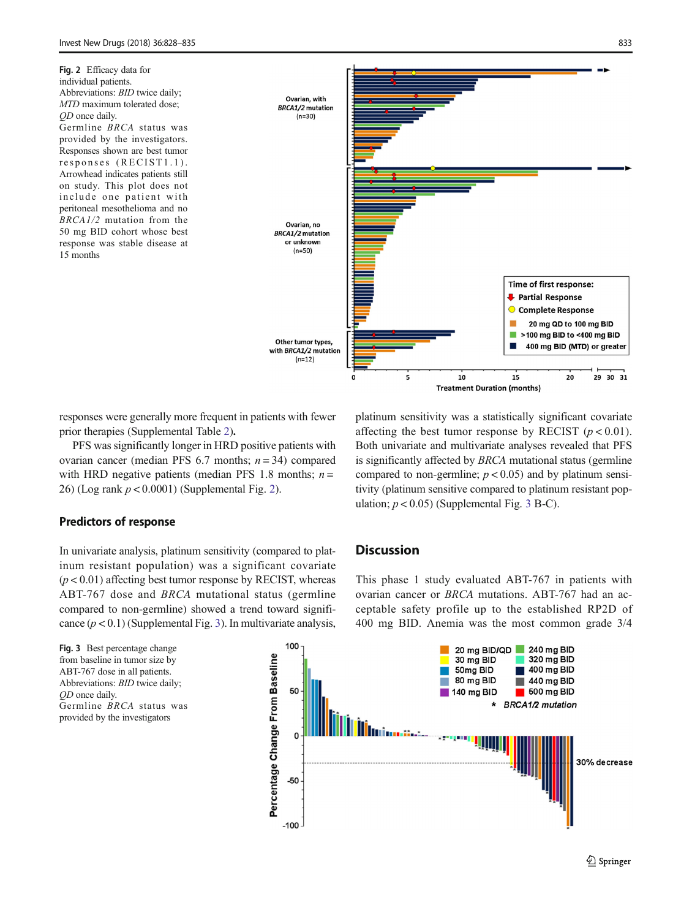**Fig. 2** Efficacy data for individual patients. Abbreviations: *BID* twice daily; *MTD* maximum tolerated dose; *QD* once daily. Germline *BRCA* status was provided by the investigators. Responses shown are best tumor responses (RECIST1.1). Arrowhead indicates patients still on study. This plot does not include one patient with peritoneal mesothelioma and no *BRCA1/2* mutation from the 50 mg BID cohort whose best response was stable disease at 15 months

**Fig. 3** Best percentage change from baseline in tumor size by ABT-767 dose in all patients. Abbreviations: *BID* twice daily; *QD* once daily. Germline *BRCA* status was provided by the investigators

responses were generally more frequent in patients with fewer prior therapies (Supplemental Table 2).

PFS was significantly longer in HRD positive patients with ovarian cancer (median PFS 6.7 months; $n = 34$) compared with HRD negative patients (median PFS 1.8 months; $n = 26$) (Log rank $p < 0.0001$) (Supplemental Fig. 2).

## Predictors of response

In univariate analysis, platinum sensitivity (compared to platinum resistant population) was a significant covariate ($p < 0.01$) affecting best tumor response by RECIST, whereas ABT-767 dose and *BRCA* mutational status (germline compared to non-germline) showed a trend toward significance ($p < 0.1$) (Supplemental Fig. 3). In multivariate analysis, platinum sensitivity was a statistically significant covariate affecting the best tumor response by RECIST ($p < 0.01$). Both univariate and multivariate analyses revealed that PFS is significantly affected by *BRCA* mutational status (germline compared to non-germline; $p < 0.05$) and by platinum sensitivity (platinum sensitive compared to platinum resistant population; $p < 0.05$) (Supplemental Fig. 3 B-C).

## Discussion

This phase 1 study evaluated ABT-767 in patients with ovarian cancer or *BRCA* mutations. ABT-767 had an acceptable safety profile up to the established RP2D of 400 mg BID. Anemia was the most common grade 3/4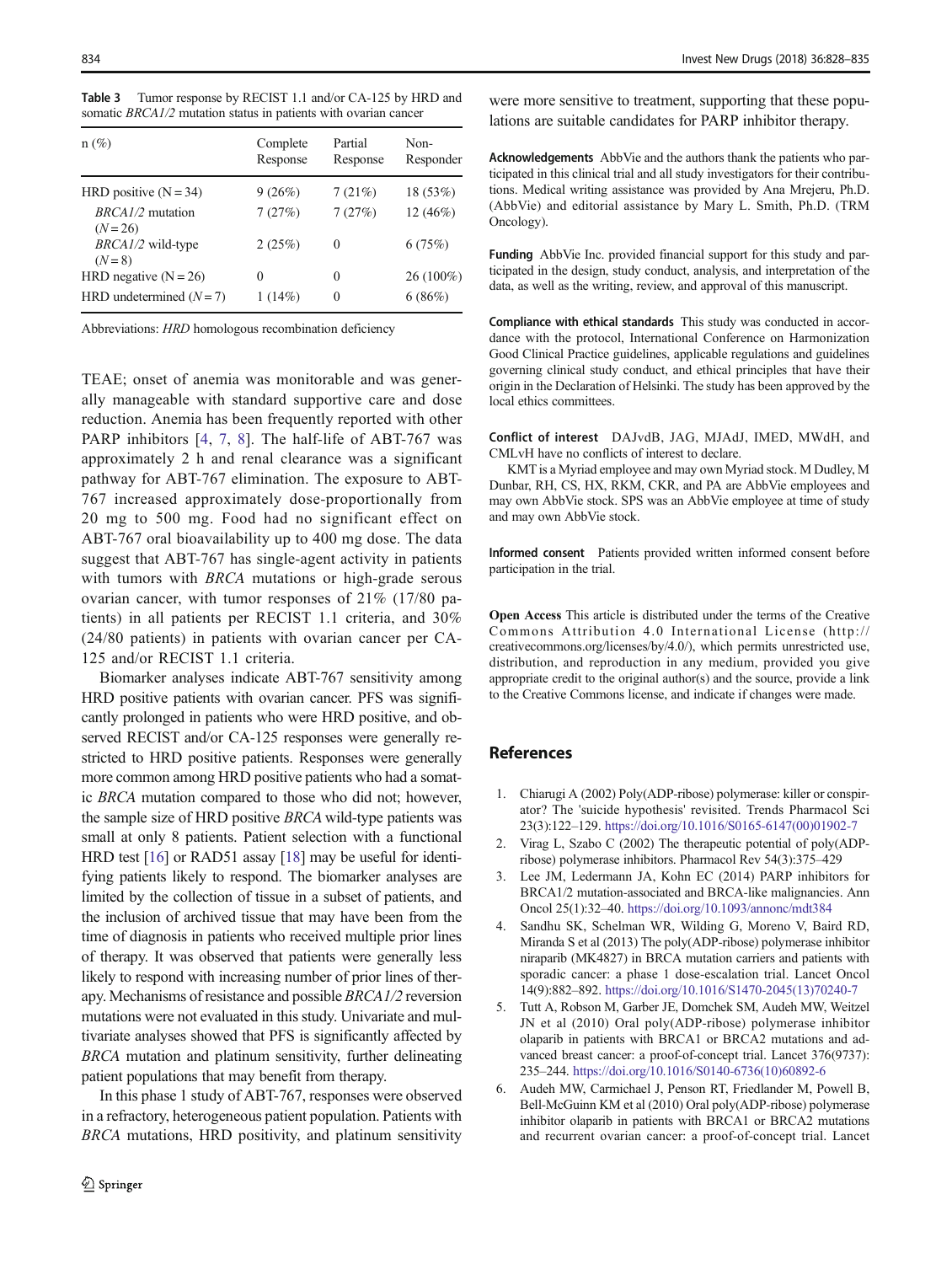**Table 3** Tumor response by RECIST 1.1 and/or CA-125 by HRD and somatic *BRCA1/2* mutation status in patients with ovarian cancer

| n (%) | Complete Response | Partial Response | Non-Responder |
|---|---|---|---|
| HRD positive (N = 34) | 9 (26%) | 7 (21%) | 18 (53%) |
| *BRCA1/2* mutation (*N* = 26) | 7 (27%) | 7 (27%) | 12 (46%) |
| *BRCA1/2* wild-type (*N* = 8) | 2 (25%) | 0 | 6 (75%) |
| HRD negative (N = 26) | 0 | 0 | 26 (100%) |
| HRD undetermined (*N* = 7) | 1 (14%) | 0 | 6 (86%) |

Abbreviations: *HRD* homologous recombination deficiency

TEAE; onset of anemia was monitorable and was generally manageable with standard supportive care and dose reduction. Anemia has been frequently reported with other PARP inhibitors [4, 7, 8]. The half-life of ABT-767 was approximately 2 h and renal clearance was a significant pathway for ABT-767 elimination. The exposure to ABT-767 increased approximately dose-proportionally from 20 mg to 500 mg. Food had no significant effect on ABT-767 oral bioavailability up to 400 mg dose. The data suggest that ABT-767 has single-agent activity in patients with tumors with *BRCA* mutations or high-grade serous ovarian cancer, with tumor responses of 21% (17/80 patients) in all patients per RECIST 1.1 criteria, and 30% (24/80 patients) in patients with ovarian cancer per CA-125 and/or RECIST 1.1 criteria.

Biomarker analyses indicate ABT-767 sensitivity among HRD positive patients with ovarian cancer. PFS was significantly prolonged in patients who were HRD positive, and observed RECIST and/or CA-125 responses were generally restricted to HRD positive patients. Responses were generally more common among HRD positive patients who had a somatic *BRCA* mutation compared to those who did not; however, the sample size of HRD positive *BRCA* wild-type patients was small at only 8 patients. Patient selection with a functional HRD test [16] or RAD51 assay [18] may be useful for identifying patients likely to respond. The biomarker analyses are limited by the collection of tissue in a subset of patients, and the inclusion of archived tissue that may have been from the time of diagnosis in patients who received multiple prior lines of therapy. It was observed that patients were generally less likely to respond with increasing number of prior lines of therapy. Mechanisms of resistance and possible *BRCA1/2* reversion mutations were not evaluated in this study. Univariate and multivariate analyses showed that PFS is significantly affected by *BRCA* mutation and platinum sensitivity, further delineating patient populations that may benefit from therapy.

In this phase 1 study of ABT-767, responses were observed in a refractory, heterogeneous patient population. Patients with *BRCA* mutations, HRD positivity, and platinum sensitivity were more sensitive to treatment, supporting that these populations are suitable candidates for PARP inhibitor therapy.

**Acknowledgements** AbbVie and the authors thank the patients who participated in this clinical trial and all study investigators for their contributions. Medical writing assistance was provided by Ana Mrejeru, Ph.D. (AbbVie) and editorial assistance by Mary L. Smith, Ph.D. (TRM Oncology).

**Funding** AbbVie Inc. provided financial support for this study and participated in the design, study conduct, analysis, and interpretation of the data, as well as the writing, review, and approval of this manuscript.

**Compliance with ethical standards** This study was conducted in accordance with the protocol, International Conference on Harmonization Good Clinical Practice guidelines, applicable regulations and guidelines governing clinical study conduct, and ethical principles that have their origin in the Declaration of Helsinki. The study has been approved by the local ethics committees.

**Conflict of interest** DAJvdB, JAG, MJAdJ, IMED, MWdH, and CMLvH have no conflicts of interest to declare.

KMT is a Myriad employee and may own Myriad stock. M Dudley, M Dunbar, RH, CS, HX, RKM, CKR, and PA are AbbVie employees and may own AbbVie stock. SPS was an AbbVie employee at time of study and may own AbbVie stock.

**Informed consent** Patients provided written informed consent before participation in the trial.

**Open Access** This article is distributed under the terms of the Creative Commons Attribution 4.0 International License (http://creativecommons.org/licenses/by/4.0/), which permits unrestricted use, distribution, and reproduction in any medium, provided you give appropriate credit to the original author(s) and the source, provide a link to the Creative Commons license, and indicate if changes were made.

## References

1. Chiarugi A (2002) Poly(ADP-ribose) polymerase: killer or conspirator? The 'suicide hypothesis' revisited. Trends Pharmacol Sci 23(3):122–129. https://doi.org/10.1016/S0165-6147(00)01902-7
2. Virag L, Szabo C (2002) The therapeutic potential of poly(ADP-ribose) polymerase inhibitors. Pharmacol Rev 54(3):375–429
3. Lee JM, Ledermann JA, Kohn EC (2014) PARP inhibitors for BRCA1/2 mutation-associated and BRCA-like malignancies. Ann Oncol 25(1):32–40. https://doi.org/10.1093/annonc/mdt384
4. Sandhu SK, Schelman WR, Wilding G, Moreno V, Baird RD, Miranda S et al (2013) The poly(ADP-ribose) polymerase inhibitor niraparib (MK4827) in BRCA mutation carriers and patients with sporadic cancer: a phase 1 dose-escalation trial. Lancet Oncol 14(9):882–892. https://doi.org/10.1016/S1470-2045(13)70240-7
5. Tutt A, Robson M, Garber JE, Domchek SM, Audeh MW, Weitzel JN et al (2010) Oral poly(ADP-ribose) polymerase inhibitor olaparib in patients with BRCA1 or BRCA2 mutations and advanced breast cancer: a proof-of-concept trial. Lancet 376(9737):235–244. https://doi.org/10.1016/S0140-6736(10)60892-6
6. Audeh MW, Carmichael J, Penson RT, Friedlander M, Powell B, Bell-McGuinn KM et al (2010) Oral poly(ADP-ribose) polymerase inhibitor olaparib in patients with BRCA1 or BRCA2 mutations and recurrent ovarian cancer: a proof-of-concept trial. Lancet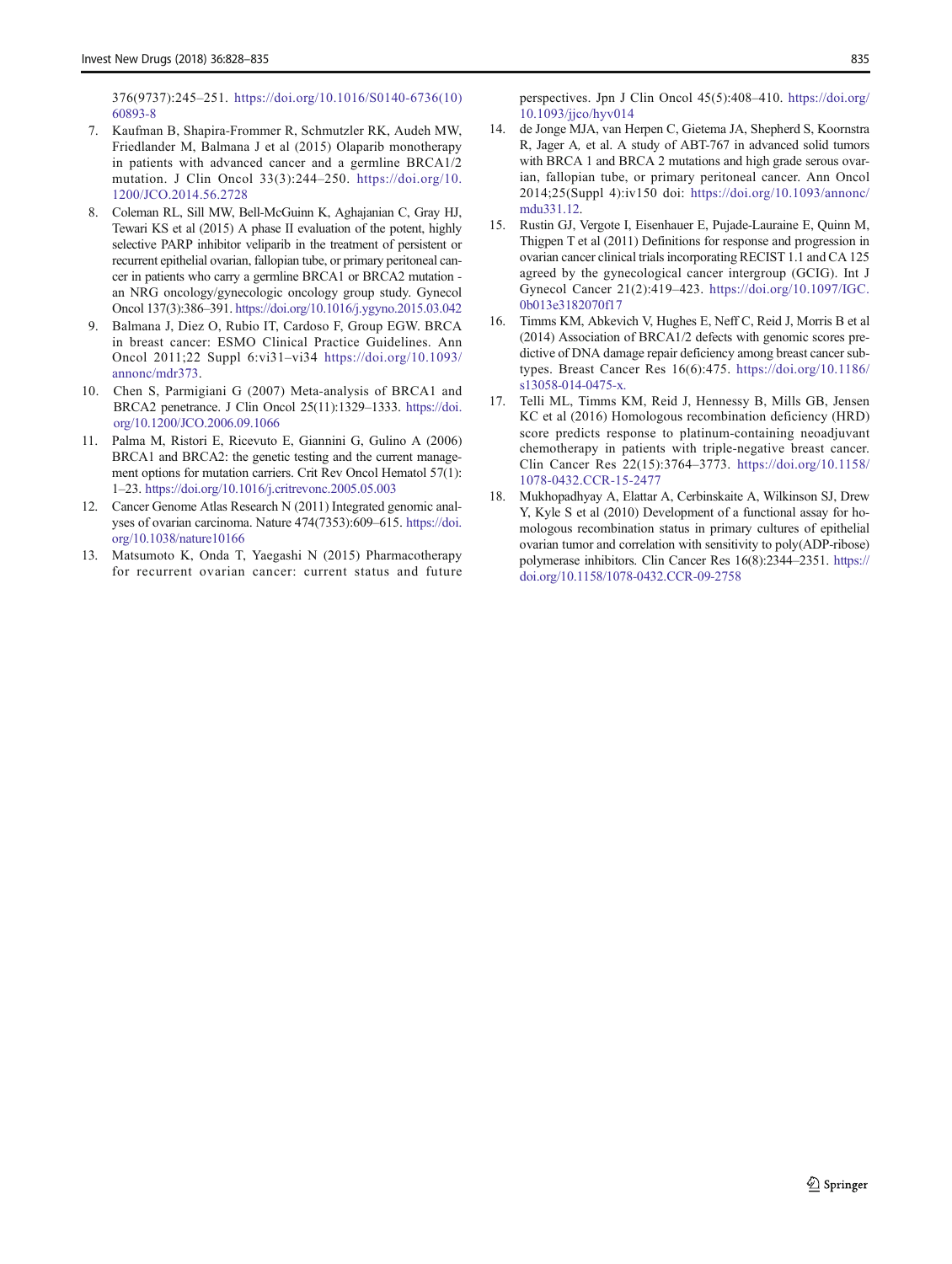376(9737):245–251. https://doi.org/10.1016/S0140-6736(10)60893-8

7. Kaufman B, Shapira-Frommer R, Schmutzler RK, Audeh MW, Friedlander M, Balmana J et al (2015) Olaparib monotherapy in patients with advanced cancer and a germline BRCA1/2 mutation. J Clin Oncol 33(3):244–250. https://doi.org/10.1200/JCO.2014.56.2728
8. Coleman RL, Sill MW, Bell-McGuinn K, Aghajanian C, Gray HJ, Tewari KS et al (2015) A phase II evaluation of the potent, highly selective PARP inhibitor veliparib in the treatment of persistent or recurrent epithelial ovarian, fallopian tube, or primary peritoneal cancer in patients who carry a germline BRCA1 or BRCA2 mutation - an NRG oncology/gynecologic oncology group study. Gynecol Oncol 137(3):386–391. https://doi.org/10.1016/j.ygyno.2015.03.042
9. Balmana J, Diez O, Rubio IT, Cardoso F, Group EGW. BRCA in breast cancer: ESMO Clinical Practice Guidelines. Ann Oncol 2011;22 Suppl 6:vi31–vi34 https://doi.org/10.1093/annonc/mdr373.
10. Chen S, Parmigiani G (2007) Meta-analysis of BRCA1 and BRCA2 penetrance. J Clin Oncol 25(11):1329–1333. https://doi.org/10.1200/JCO.2006.09.1066
11. Palma M, Ristori E, Ricevuto E, Giannini G, Gulino A (2006) BRCA1 and BRCA2: the genetic testing and the current management options for mutation carriers. Crit Rev Oncol Hematol 57(1):1–23. https://doi.org/10.1016/j.critrevonc.2005.05.003
12. Cancer Genome Atlas Research N (2011) Integrated genomic analyses of ovarian carcinoma. Nature 474(7353):609–615. https://doi.org/10.1038/nature10166
13. Matsumoto K, Onda T, Yaegashi N (2015) Pharmacotherapy for recurrent ovarian cancer: current status and future perspectives. Jpn J Clin Oncol 45(5):408–410. https://doi.org/10.1093/jjco/hyv014
14. de Jonge MJA, van Herpen C, Gietema JA, Shepherd S, Koornstra R, Jager A, et al. A study of ABT-767 in advanced solid tumors with BRCA 1 and BRCA 2 mutations and high grade serous ovarian, fallopian tube, or primary peritoneal cancer. Ann Oncol 2014;25(Suppl 4):iv150 doi: https://doi.org/10.1093/annonc/mdu331.12.
15. Rustin GJ, Vergote I, Eisenhauer E, Pujade-Lauraine E, Quinn M, Thigpen T et al (2011) Definitions for response and progression in ovarian cancer clinical trials incorporating RECIST 1.1 and CA 125 agreed by the gynecological cancer intergroup (GCIG). Int J Gynecol Cancer 21(2):419–423. https://doi.org/10.1097/IGC.0b013e3182070f17
16. Timms KM, Abkevich V, Hughes E, Neff C, Reid J, Morris B et al (2014) Association of BRCA1/2 defects with genomic scores predictive of DNA damage repair deficiency among breast cancer subtypes. Breast Cancer Res 16(6):475. https://doi.org/10.1186/s13058-014-0475-x.
17. Telli ML, Timms KM, Reid J, Hennessy B, Mills GB, Jensen KC et al (2016) Homologous recombination deficiency (HRD) score predicts response to platinum-containing neoadjuvant chemotherapy in patients with triple-negative breast cancer. Clin Cancer Res 22(15):3764–3773. https://doi.org/10.1158/1078-0432.CCR-15-2477
18. Mukhopadhyay A, Elattar A, Cerbinskaite A, Wilkinson SJ, Drew Y, Kyle S et al (2010) Development of a functional assay for homologous recombination status in primary cultures of epithelial ovarian tumor and correlation with sensitivity to poly(ADP-ribose) polymerase inhibitors. Clin Cancer Res 16(8):2344–2351. https://doi.org/10.1158/1078-0432.CCR-09-2758